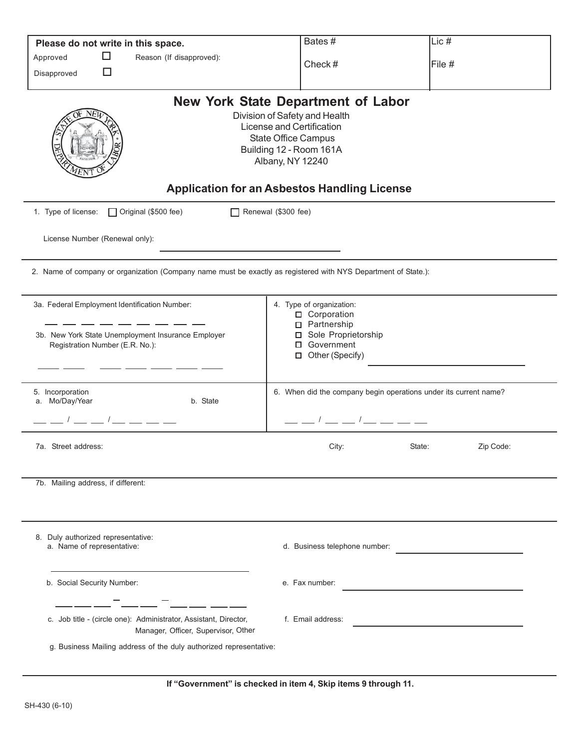| Please do not write in this space. | | Bates # | Lic # |
|---|---|---|---|
| Approved ☐ | Reason (If disapproved): | Check # | File # |
| Disapproved ☐ | | | |

# New York State Department of Labor

Division of Safety and Health
License and Certification
State Office Campus
Building 12 - Room 161A
Albany, NY 12240

## Application for an Asbestos Handling License

1. Type of license: ☐ Original ($500 fee) ☐ Renewal ($300 fee)

   License Number (Renewal only): ______________________

2. Name of company or organization (Company name must be exactly as registered with NYS Department of State.):

3a. Federal Employment Identification Number:

___ ___ ___ ___ ___ ___ ___ ___ ___ ___

3b. New York State Unemployment Insurance Employer Registration Number (E.R. No.):

___ ___ ___ ___ ___ ___ ___

4. Type of organization:
   - ☐ Corporation
   - ☐ Partnership
   - ☐ Sole Proprietorship
   - ☐ Government
   - ☐ Other (Specify) ______________________

5. Incorporation
   a. Mo/Day/Year ___ ___ / ___ ___ / ___ ___ ___ ___
   b. State

6. When did the company begin operations under its current name?

___ ___ / ___ ___ / ___ ___ ___ ___

7a. Street address: City: State: Zip Code:

7b. Mailing address, if different:

8. Duly authorized representative:
   a. Name of representative: ______________________
   b. Social Security Number: ___ ___ ___ - ___ ___ - ___ ___ ___ ___
   c. Job title - (circle one): Administrator, Assistant, Director, Manager, Officer, Supervisor, Other
   d. Business telephone number: ______________________
   e. Fax number: ______________________
   f. Email address: ______________________
   g. Business Mailing address of the duly authorized representative:

**If "Government" is checked in item 4, Skip items 9 through 11.**

SH-430 (6-10)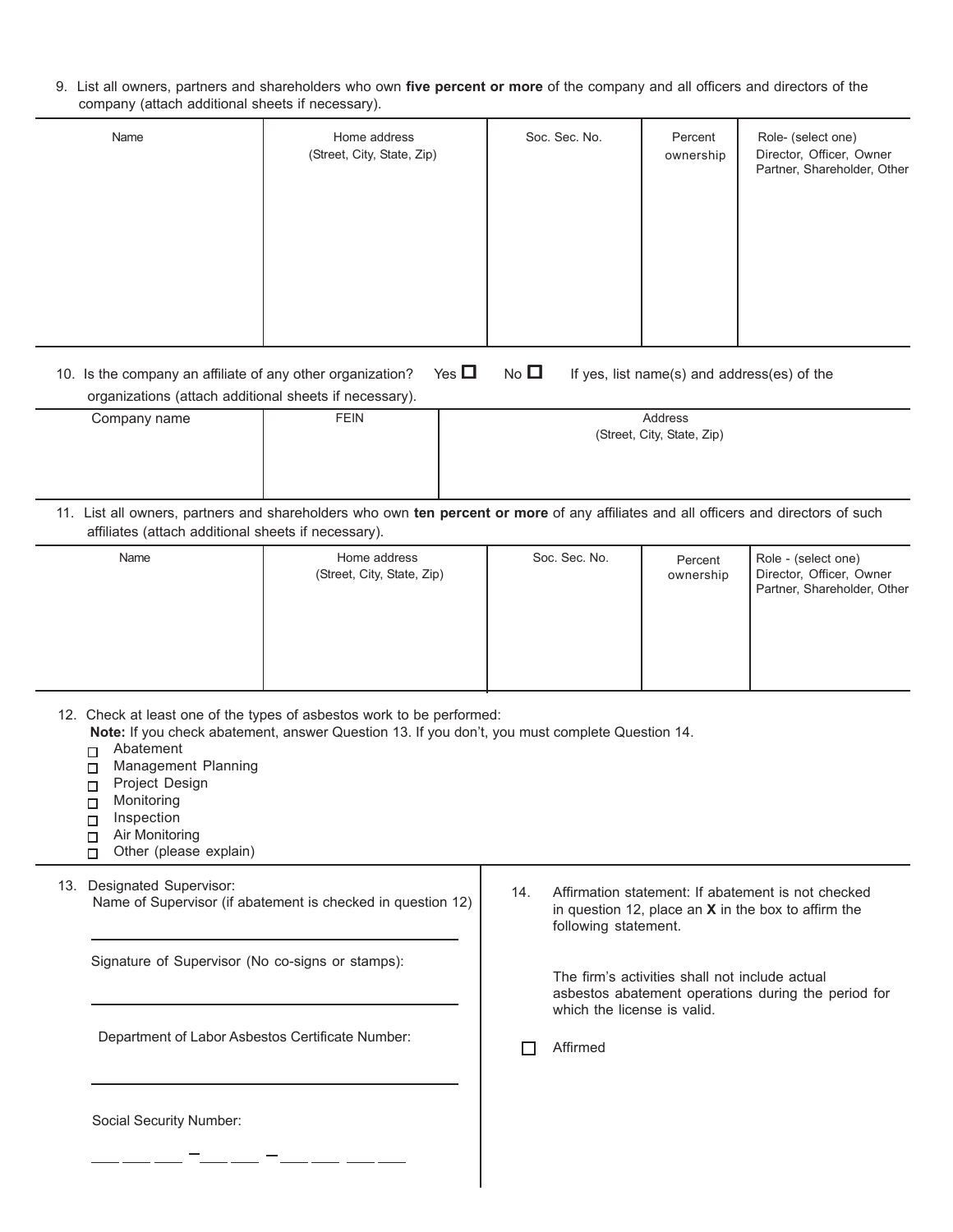9. List all owners, partners and shareholders who own **five percent or more** of the company and all officers and directors of the company (attach additional sheets if necessary).

| Name | Home address (Street, City, State, Zip) | Soc. Sec. No. | Percent ownership | Role- (select one) Director, Officer, Owner Partner, Shareholder, Other |
|---|---|---|---|---|
| | | | | |

10. Is the company an affiliate of any other organization? Yes ☐ No ☐ If yes, list name(s) and address(es) of the organizations (attach additional sheets if necessary).

| Company name | FEIN | Address (Street, City, State, Zip) |
|---|---|---|
| | | |

11. List all owners, partners and shareholders who own **ten percent or more** of any affiliates and all officers and directors of such affiliates (attach additional sheets if necessary).

| Name | Home address (Street, City, State, Zip) | Soc. Sec. No. | Percent ownership | Role - (select one) Director, Officer, Owner Partner, Shareholder, Other |
|---|---|---|---|---|
| | | | | |

12. Check at least one of the types of asbestos work to be performed:
**Note:** If you check abatement, answer Question 13. If you don't, you must complete Question 14.

- ☐ Abatement
- ☐ Management Planning
- ☐ Project Design
- ☐ Monitoring
- ☐ Inspection
- ☐ Air Monitoring
- ☐ Other (please explain)

13. Designated Supervisor:
Name of Supervisor (if abatement is checked in question 12)

_______________________________

Signature of Supervisor (No co-signs or stamps):

_______________________________

Department of Labor Asbestos Certificate Number:

_______________________________

Social Security Number:

___ ___ ___ – ___ ___ – ___ ___ ___ ___

14. Affirmation statement: If abatement is not checked in question 12, place an **X** in the box to affirm the following statement.

The firm's activities shall not include actual asbestos abatement operations during the period for which the license is valid.

☐ Affirmed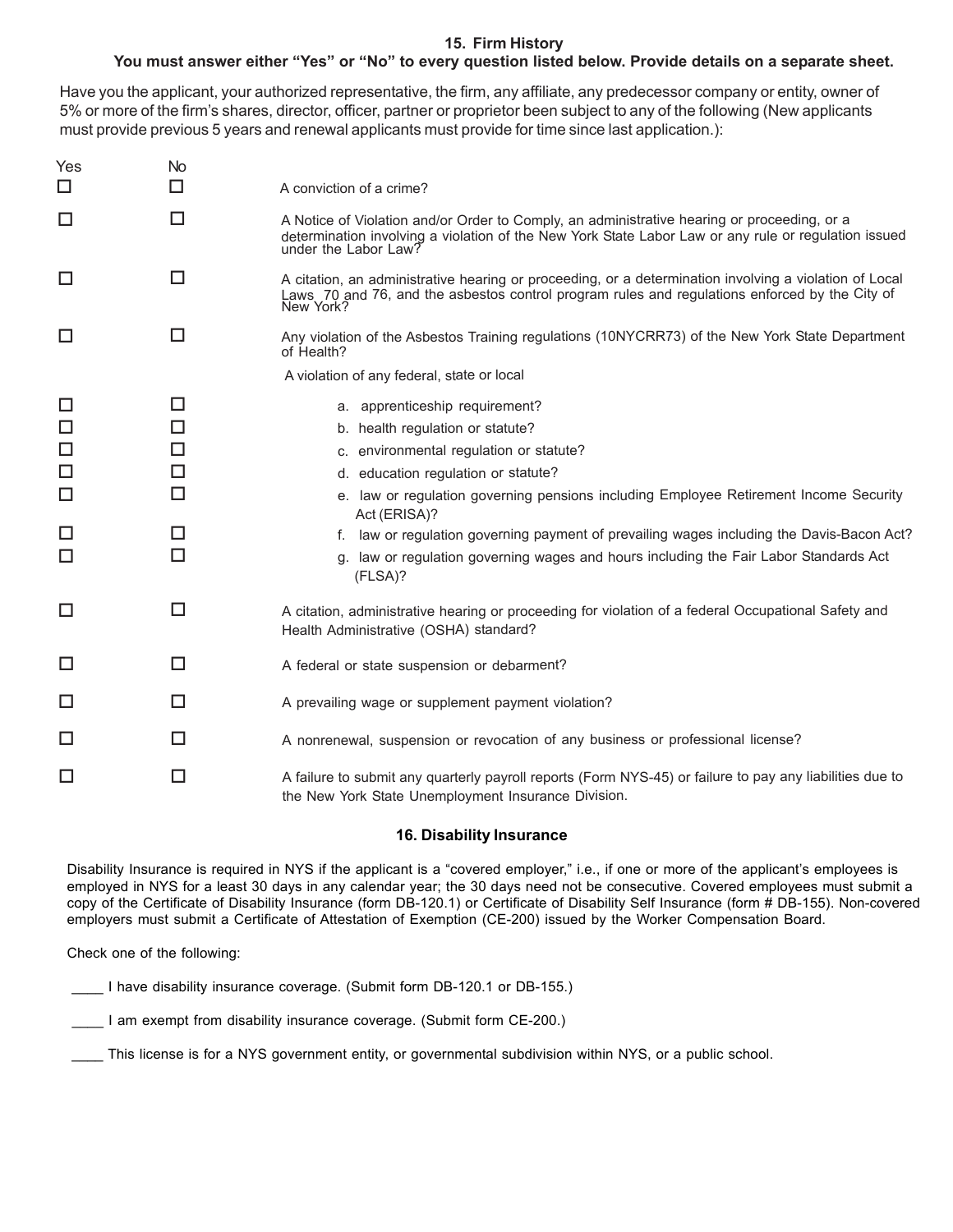## 15. Firm History

**You must answer either "Yes" or "No" to every question listed below. Provide details on a separate sheet.**

Have you the applicant, your authorized representative, the firm, any affiliate, any predecessor company or entity, owner of 5% or more of the firm's shares, director, officer, partner or proprietor been subject to any of the following (New applicants must provide previous 5 years and renewal applicants must provide for time since last application.):

| Yes | No | |
|---|---|---|
| ☐ | ☐ | A conviction of a crime? |
| ☐ | ☐ | A Notice of Violation and/or Order to Comply, an administrative hearing or proceeding, or a determination involving a violation of the New York State Labor Law or any rule or regulation issued under the Labor Law? |
| ☐ | ☐ | A citation, an administrative hearing or proceeding, or a determination involving a violation of Local Laws 70 and 76, and the asbestos control program rules and regulations enforced by the City of New York? |
| ☐ | ☐ | Any violation of the Asbestos Training regulations (10NYCRR73) of the New York State Department of Health? |
| | | A violation of any federal, state or local |
| ☐ | ☐ | a. apprenticeship requirement? |
| ☐ | ☐ | b. health regulation or statute? |
| ☐ | ☐ | c. environmental regulation or statute? |
| ☐ | ☐ | d. education regulation or statute? |
| ☐ | ☐ | e. law or regulation governing pensions including Employee Retirement Income Security Act (ERISA)? |
| ☐ | ☐ | f. law or regulation governing payment of prevailing wages including the Davis-Bacon Act? |
| ☐ | ☐ | g. law or regulation governing wages and hours including the Fair Labor Standards Act (FLSA)? |
| ☐ | ☐ | A citation, administrative hearing or proceeding for violation of a federal Occupational Safety and Health Administrative (OSHA) standard? |
| ☐ | ☐ | A federal or state suspension or debarment? |
| ☐ | ☐ | A prevailing wage or supplement payment violation? |
| ☐ | ☐ | A nonrenewal, suspension or revocation of any business or professional license? |
| ☐ | ☐ | A failure to submit any quarterly payroll reports (Form NYS-45) or failure to pay any liabilities due to the New York State Unemployment Insurance Division. |

## 16. Disability Insurance

Disability Insurance is required in NYS if the applicant is a "covered employer," i.e., if one or more of the applicant's employees is employed in NYS for a least 30 days in any calendar year; the 30 days need not be consecutive. Covered employees must submit a copy of the Certificate of Disability Insurance (form DB-120.1) or Certificate of Disability Self Insurance (form # DB-155). Non-covered employers must submit a Certificate of Attestation of Exemption (CE-200) issued by the Worker Compensation Board.

Check one of the following:

____ I have disability insurance coverage. (Submit form DB-120.1 or DB-155.)

____ I am exempt from disability insurance coverage. (Submit form CE-200.)

____ This license is for a NYS government entity, or governmental subdivision within NYS, or a public school.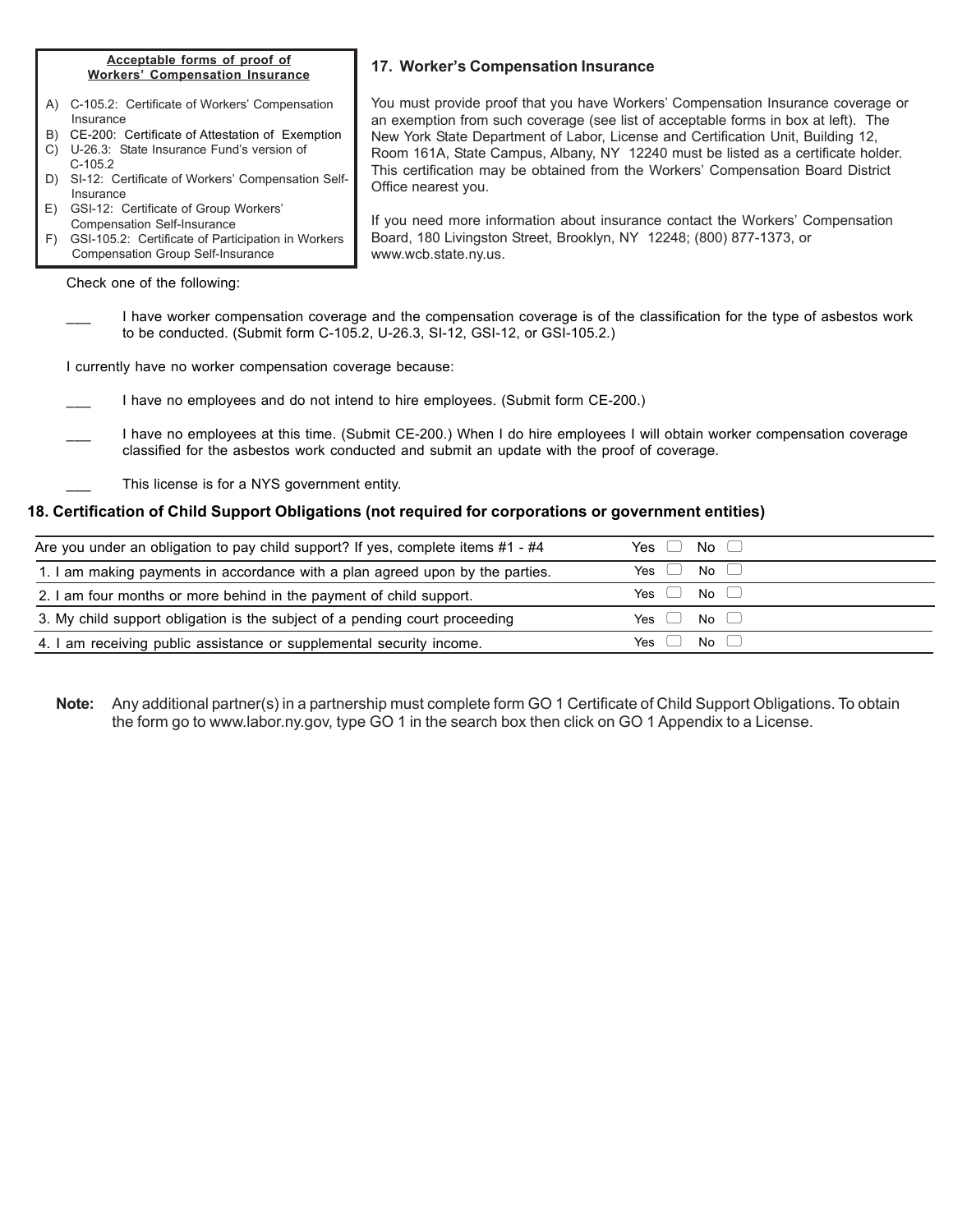**Acceptable forms of proof of Workers' Compensation Insurance**

A) C-105.2: Certificate of Workers' Compensation Insurance
B) CE-200: Certificate of Attestation of Exemption
C) U-26.3: State Insurance Fund's version of C-105.2
D) SI-12: Certificate of Workers' Compensation Self-Insurance
E) GSI-12: Certificate of Group Workers' Compensation Self-Insurance
F) GSI-105.2: Certificate of Participation in Workers Compensation Group Self-Insurance

## 17. Worker's Compensation Insurance

You must provide proof that you have Workers' Compensation Insurance coverage or an exemption from such coverage (see list of acceptable forms in box at left). The New York State Department of Labor, License and Certification Unit, Building 12, Room 161A, State Campus, Albany, NY 12240 must be listed as a certificate holder. This certification may be obtained from the Workers' Compensation Board District Office nearest you.

If you need more information about insurance contact the Workers' Compensation Board, 180 Livingston Street, Brooklyn, NY 12248; (800) 877-1373, or www.wcb.state.ny.us.

Check one of the following:

___ I have worker compensation coverage and the compensation coverage is of the classification for the type of asbestos work to be conducted. (Submit form C-105.2, U-26.3, SI-12, GSI-12, or GSI-105.2.)

I currently have no worker compensation coverage because:

___ I have no employees and do not intend to hire employees. (Submit form CE-200.)

___ I have no employees at this time. (Submit CE-200.) When I do hire employees I will obtain worker compensation coverage classified for the asbestos work conducted and submit an update with the proof of coverage.

___ This license is for a NYS government entity.

## 18. Certification of Child Support Obligations (not required for corporations or government entities)

| | |
|---|---|
| Are you under an obligation to pay child support? If yes, complete items #1 - #4 | Yes ☐ No ☐ |
| 1. I am making payments in accordance with a plan agreed upon by the parties. | Yes ☐ No ☐ |
| 2. I am four months or more behind in the payment of child support. | Yes ☐ No ☐ |
| 3. My child support obligation is the subject of a pending court proceeding | Yes ☐ No ☐ |
| 4. I am receiving public assistance or supplemental security income. | Yes ☐ No ☐ |

**Note:** Any additional partner(s) in a partnership must complete form GO 1 Certificate of Child Support Obligations. To obtain the form go to www.labor.ny.gov, type GO 1 in the search box then click on GO 1 Appendix to a License.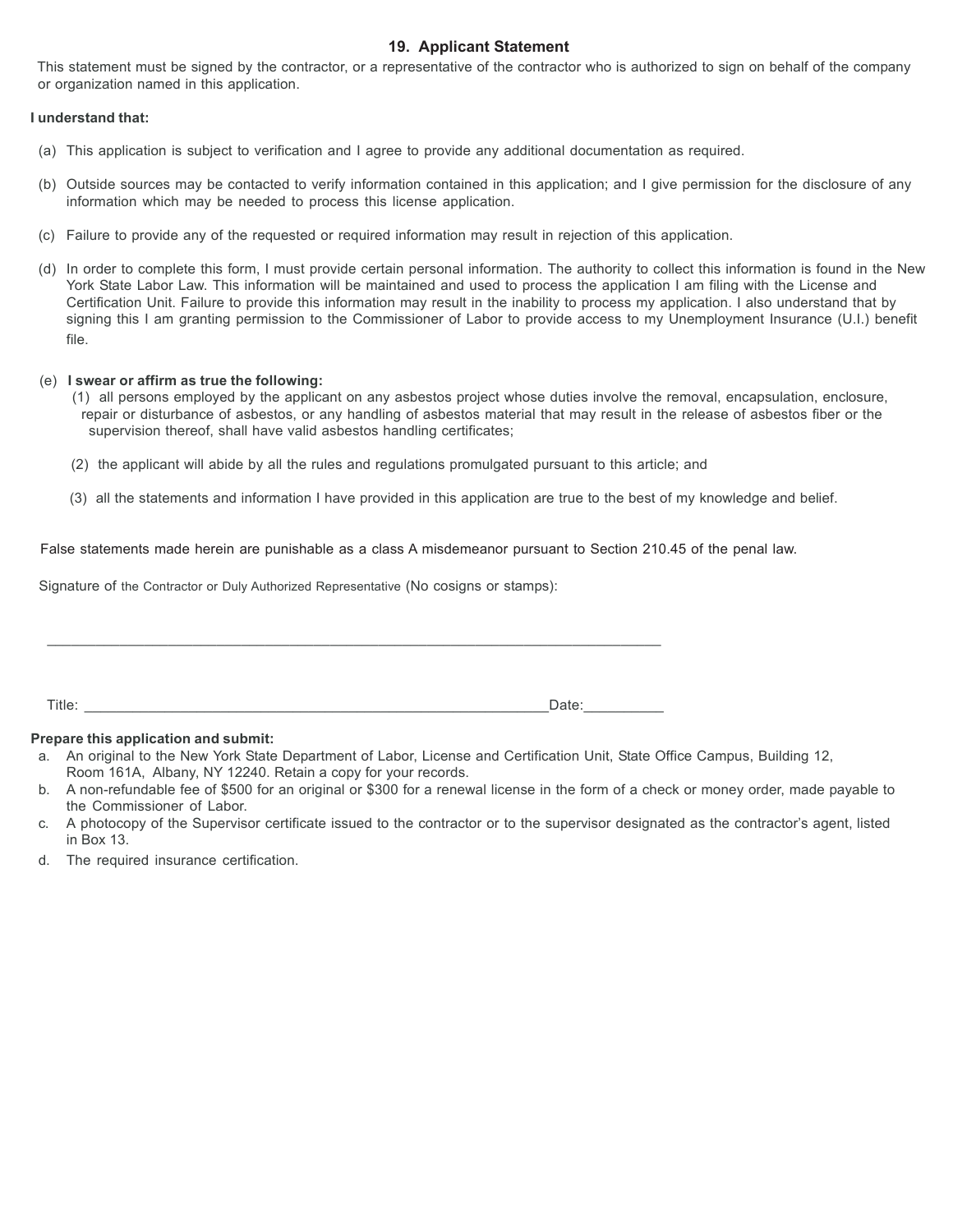## 19. Applicant Statement

This statement must be signed by the contractor, or a representative of the contractor who is authorized to sign on behalf of the company or organization named in this application.

**I understand that:**

(a) This application is subject to verification and I agree to provide any additional documentation as required.

(b) Outside sources may be contacted to verify information contained in this application; and I give permission for the disclosure of any information which may be needed to process this license application.

(c) Failure to provide any of the requested or required information may result in rejection of this application.

(d) In order to complete this form, I must provide certain personal information. The authority to collect this information is found in the New York State Labor Law. This information will be maintained and used to process the application I am filing with the License and Certification Unit. Failure to provide this information may result in the inability to process my application. I also understand that by signing this I am granting permission to the Commissioner of Labor to provide access to my Unemployment Insurance (U.I.) benefit file.

(e) **I swear or affirm as true the following:**

(1) all persons employed by the applicant on any asbestos project whose duties involve the removal, encapsulation, enclosure, repair or disturbance of asbestos, or any handling of asbestos material that may result in the release of asbestos fiber or the supervision thereof, shall have valid asbestos handling certificates;

(2) the applicant will abide by all the rules and regulations promulgated pursuant to this article; and

(3) all the statements and information I have provided in this application are true to the best of my knowledge and belief.

False statements made herein are punishable as a class A misdemeanor pursuant to Section 210.45 of the penal law.

Signature of the Contractor or Duly Authorized Representative (No cosigns or stamps):

______________________________________________________________________________

Title: ____________________________________________________________ Date:__________

**Prepare this application and submit:**

a. An original to the New York State Department of Labor, License and Certification Unit, State Office Campus, Building 12, Room 161A, Albany, NY 12240. Retain a copy for your records.

b. A non-refundable fee of $500 for an original or $300 for a renewal license in the form of a check or money order, made payable to the Commissioner of Labor.

c. A photocopy of the Supervisor certificate issued to the contractor or to the supervisor designated as the contractor's agent, listed in Box 13.

d. The required insurance certification.